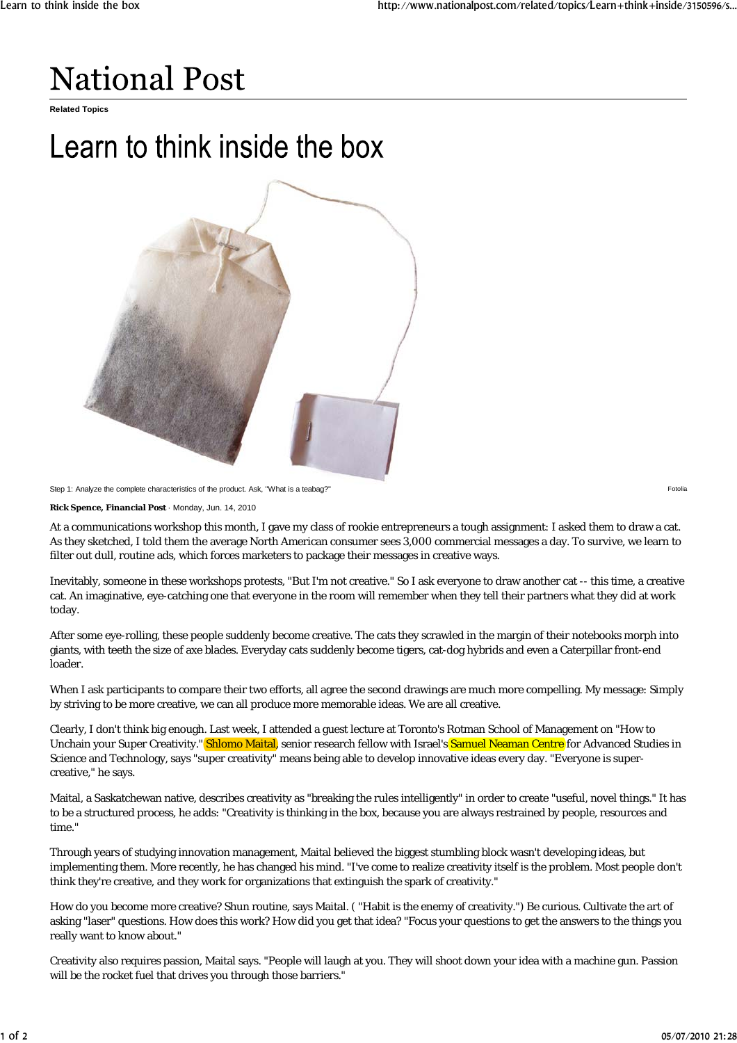# National Post

**Related Topics**

# Learn to think inside the box

Step 1: Analyze the complete characteristics of the product. Ask, "What is a teabag?" Fotolia

**Rick Spence, Financial Post** · Monday, Jun. 14, 2010

At a communications workshop this month, I gave my class of rookie entrepreneurs a tough assignment: I asked them to draw a cat. As they sketched, I told them the average North American consumer sees 3,000 commercial messages a day. To survive, we learn to filter out dull, routine ads, which forces marketers to package their messages in creative ways.

Inevitably, someone in these workshops protests, "But I'm not creative." So I ask everyone to draw another cat -- this time, a creative cat. An imaginative, eye-catching one that everyone in the room will remember when they tell their partners what they did at work today.

After some eye-rolling, these people suddenly become creative. The cats they scrawled in the margin of their notebooks morph into giants, with teeth the size of axe blades. Everyday cats suddenly become tigers, cat-dog hybrids and even a Caterpillar front-end loader.

When I ask participants to compare their two efforts, all agree the second drawings are much more compelling. My message: Simply by striving to be more creative, we can all produce more memorable ideas. We are all creative.

Clearly, I don't think big enough. Last week, I attended a guest lecture at Toronto's Rotman School of Management on "How to Unchain your Super Creativity." Shlomo Maital, senior research fellow with Israel's Samuel Neaman Centre for Advanced Studies in Science and Technology, says "super creativity" means being able to develop innovative ideas every day. "Everyone is super-creative," he says.

Maital, a Saskatchewan native, describes creativity as "breaking the rules intelligently" in order to create "useful, novel things." It has to be a structured process, he adds: "Creativity is thinking in the box, because you are always restrained by people, resources and time."

Through years of studying innovation management, Maital believed the biggest stumbling block wasn't developing ideas, but implementing them. More recently, he has changed his mind. "I've come to realize creativity itself is the problem. Most people don't think they're creative, and they work for organizations that extinguish the spark of creativity."

How do you become more creative? Shun routine, says Maital. ( "Habit is the enemy of creativity.") Be curious. Cultivate the art of asking "laser" questions. How does this work? How did you get that idea? "Focus your questions to get the answers to the things you really want to know about."

Creativity also requires passion, Maital says. "People will laugh at you. They will shoot down your idea with a machine gun. Passion will be the rocket fuel that drives you through those barriers."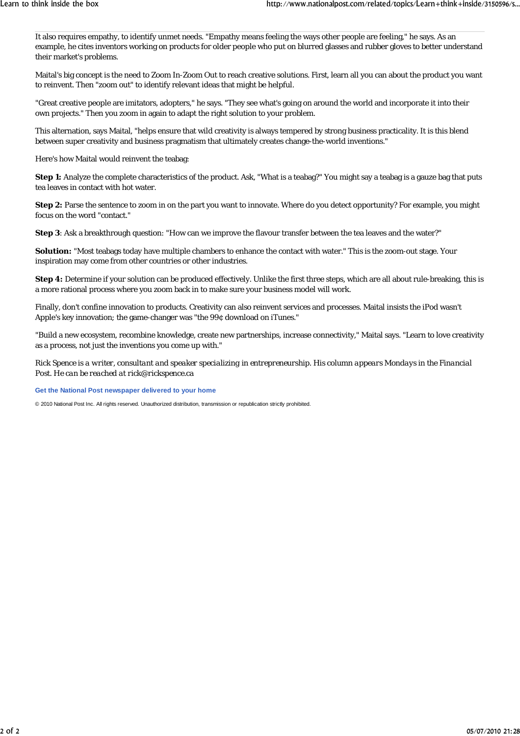It also requires empathy, to identify unmet needs. "Empathy means feeling the ways other people are feeling," he says. As an example, he cites inventors working on products for older people who put on blurred glasses and rubber gloves to better understand their market's problems.

Maital's big concept is the need to Zoom In-Zoom Out to reach creative solutions. First, learn all you can about the product you want to reinvent. Then "zoom out" to identify relevant ideas that might be helpful.

"Great creative people are imitators, adopters," he says. "They see what's going on around the world and incorporate it into their own projects." Then you zoom in again to adapt the right solution to your problem.

This alternation, says Maital, "helps ensure that wild creativity is always tempered by strong business practicality. It is this blend between super creativity and business pragmatism that ultimately creates change-the-world inventions."

Here's how Maital would reinvent the teabag:

**Step 1:** Analyze the complete characteristics of the product. Ask, "What is a teabag?" You might say a teabag is a gauze bag that puts tea leaves in contact with hot water.

**Step 2:** Parse the sentence to zoom in on the part you want to innovate. Where do you detect opportunity? For example, you might focus on the word "contact."

**Step 3**: Ask a breakthrough question: "How can we improve the flavour transfer between the tea leaves and the water?"

**Solution:** "Most teabags today have multiple chambers to enhance the contact with water." This is the zoom-out stage. Your inspiration may come from other countries or other industries.

**Step 4:** Determine if your solution can be produced effectively. Unlike the first three steps, which are all about rule-breaking, this is a more rational process where you zoom back in to make sure your business model will work.

Finally, don't confine innovation to products. Creativity can also reinvent services and processes. Maital insists the iPod wasn't Apple's key innovation; the game-changer was "the 99¢ download on iTunes."

"Build a new ecosystem, recombine knowledge, create new partnerships, increase connectivity," Maital says. "Learn to love creativity as a process, not just the inventions you come up with."

*Rick Spence is a writer, consultant and speaker specializing in entrepreneurship. His column appears Mondays in the Financial Post. He can be reached at rick@rickspence.ca*

**Get the National Post newspaper delivered to your home**

© 2010 National Post Inc. All rights reserved. Unauthorized distribution, transmission or republication strictly prohibited.